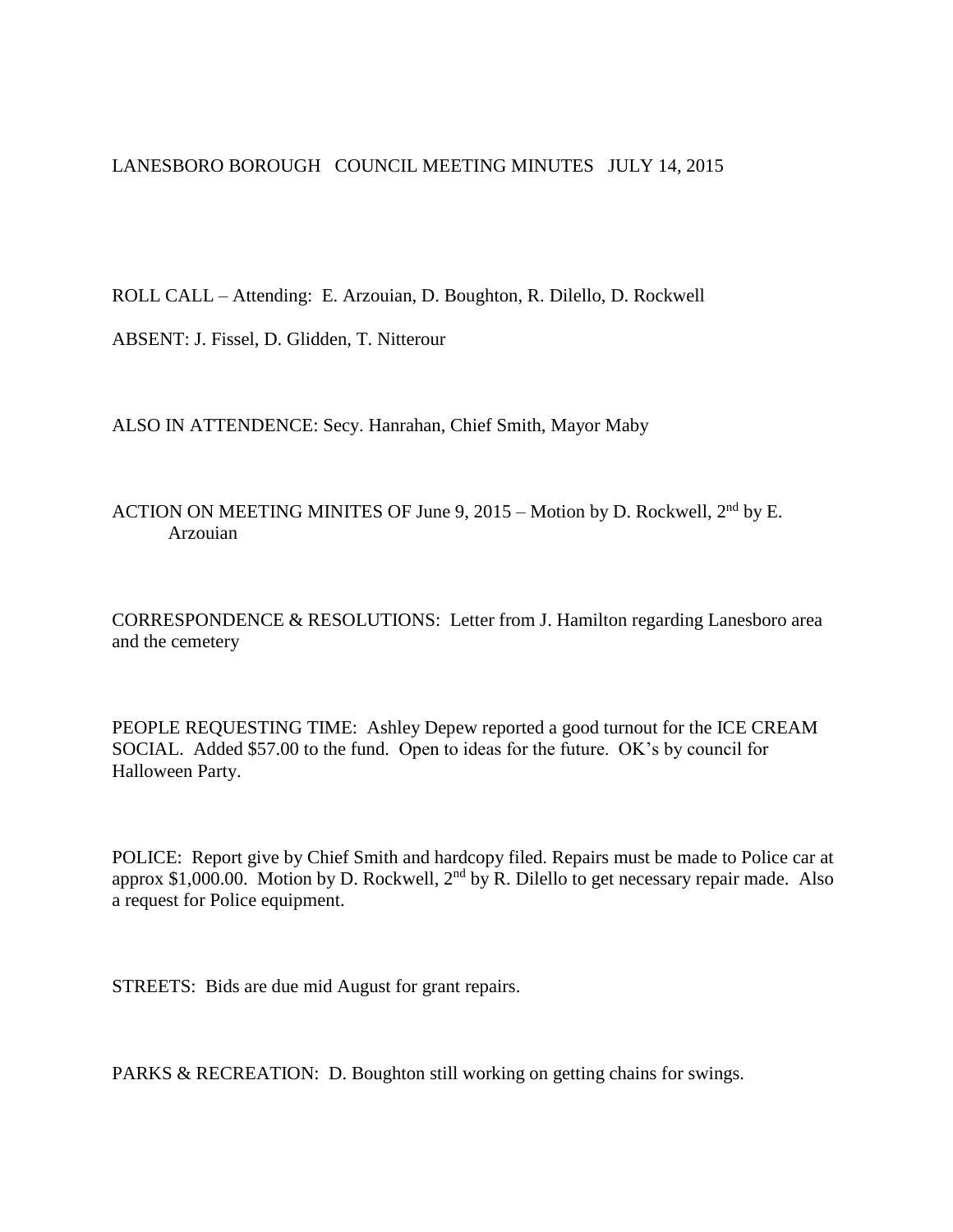# LANESBORO BOROUGH COUNCIL MEETING MINUTES JULY 14, 2015

ROLL CALL – Attending: E. Arzouian, D. Boughton, R. Dilello, D. Rockwell

ABSENT: J. Fissel, D. Glidden, T. Nitterour

ALSO IN ATTENDENCE: Secy. Hanrahan, Chief Smith, Mayor Maby

ACTION ON MEETING MINITES OF June 9, 2015 – Motion by D. Rockwell, 2nd by E. Arzouian

CORRESPONDENCE & RESOLUTIONS: Letter from J. Hamilton regarding Lanesboro area and the cemetery

PEOPLE REQUESTING TIME: Ashley Depew reported a good turnout for the ICE CREAM SOCIAL. Added $57.00 to the fund. Open to ideas for the future. OK's by council for Halloween Party.

POLICE: Report give by Chief Smith and hardcopy filed. Repairs must be made to Police car at approx $1,000.00. Motion by D. Rockwell, 2nd by R. Dilello to get necessary repair made. Also a request for Police equipment.

STREETS: Bids are due mid August for grant repairs.

PARKS & RECREATION: D. Boughton still working on getting chains for swings.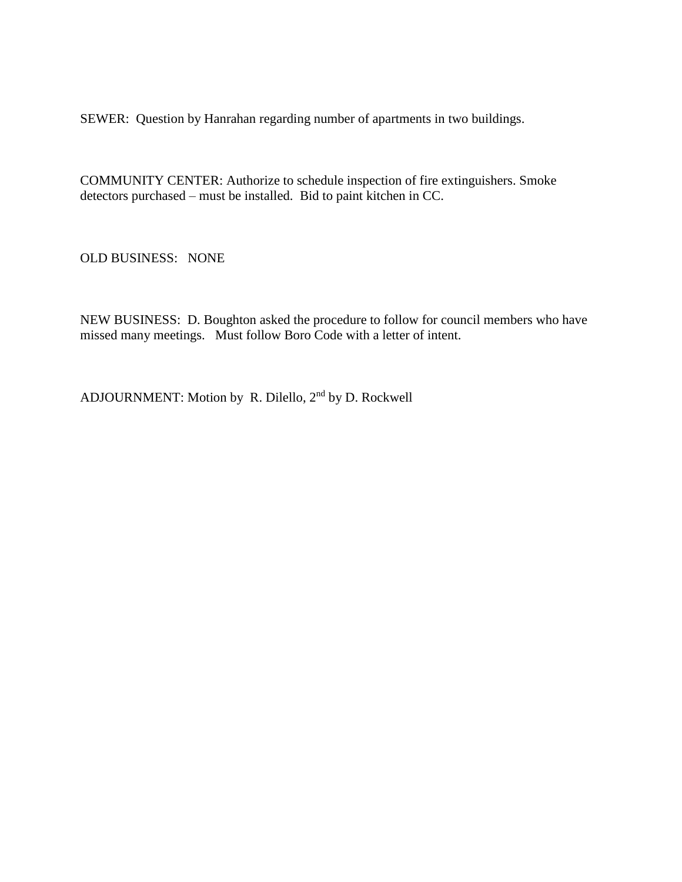SEWER: Question by Hanrahan regarding number of apartments in two buildings.

COMMUNITY CENTER: Authorize to schedule inspection of fire extinguishers. Smoke detectors purchased – must be installed. Bid to paint kitchen in CC.

OLD BUSINESS: NONE

NEW BUSINESS: D. Boughton asked the procedure to follow for council members who have missed many meetings. Must follow Boro Code with a letter of intent.

ADJOURNMENT: Motion by R. Dilello, 2nd by D. Rockwell